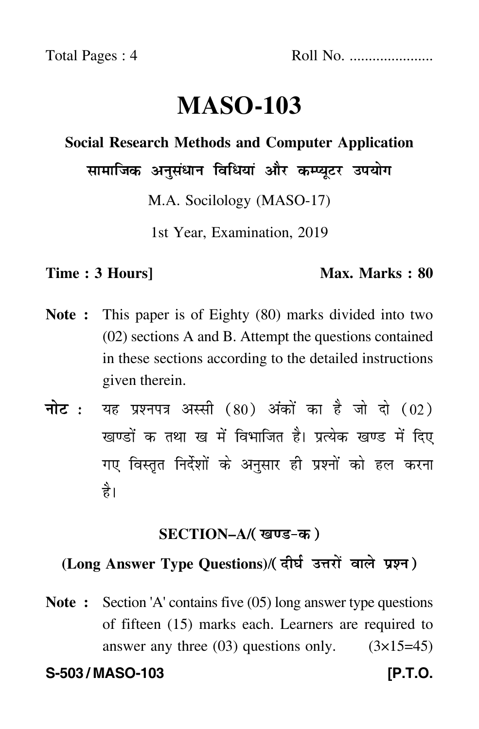Total Pages : 4 Roll No. ....................

# MASO-103

## Social Research Methods and Computer Application

## सामाजिक अनुसंधान विधियां और कम्प्यूटर उपयोग

M.A. Socilology (MASO-17)

1st Year, Examination, 2019

**Time : 3 Hours]** **Max. Marks : 80**

**Note :** This paper is of Eighty (80) marks divided into two (02) sections A and B. Attempt the questions contained in these sections according to the detailed instructions given therein.

**नोट :** यह प्रश्नपत्र अस्सी (80) अंकों का है जो दो (02) खण्डों क तथा ख में विभाजित है। प्रत्येक खण्ड में दिए गए विस्तृत निर्देशों के अनुसार ही प्रश्नों को हल करना है।

### SECTION–A/(खण्ड-क)

### (Long Answer Type Questions)/(दीर्घ उत्तरों वाले प्रश्न)

**Note :** Section 'A' contains five (05) long answer type questions of fifteen (15) marks each. Learners are required to answer any three (03) questions only. (3×15=45)

**S-503 / MASO-103** **[P.T.O.**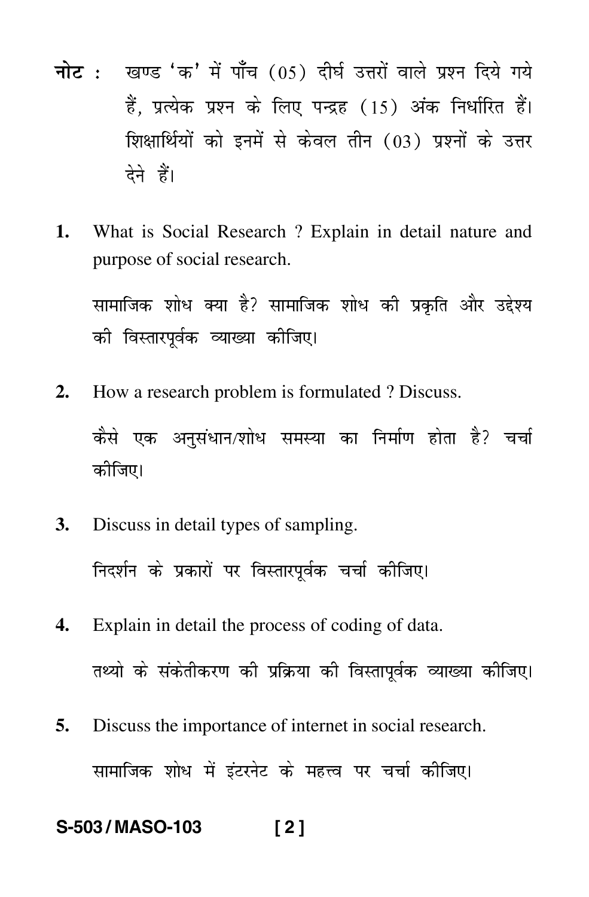**नोट :** खण्ड 'क' में पाँच (05) दीर्घ उत्तरों वाले प्रश्न दिये गये हैं, प्रत्येक प्रश्न के लिए पन्द्रह (15) अंक निर्धारित हैं। शिक्षार्थियों को इनमें से केवल तीन (03) प्रश्नों के उत्तर देने हैं।

**1.** What is Social Research ? Explain in detail nature and purpose of social research.

सामाजिक शोध क्या है? सामाजिक शोध की प्रकृति और उद्देश्य की विस्तारपूर्वक व्याख्या कीजिए।

**2.** How a research problem is formulated ? Discuss.

कैसे एक अनुसंधान/शोध समस्या का निर्माण होता है? चर्चा कीजिए।

**3.** Discuss in detail types of sampling.

निदर्शन के प्रकारों पर विस्तारपूर्वक चर्चा कीजिए।

**4.** Explain in detail the process of coding of data.

तथ्यो के संकेतीकरण की प्रक्रिया की विस्तापूर्वक व्याख्या कीजिए।

**5.** Discuss the importance of internet in social research.

सामाजिक शोध में इंटरनेट के महत्त्व पर चर्चा कीजिए।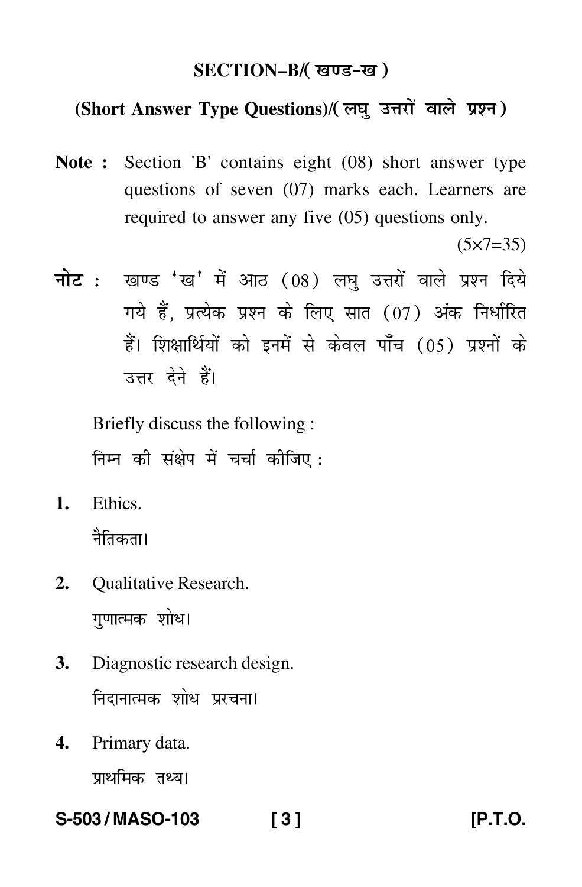## SECTION–B/( खण्ड-ख )

### (Short Answer Type Questions)/( लघु उत्तरों वाले प्रश्न )

**Note :** Section 'B' contains eight (08) short answer type questions of seven (07) marks each. Learners are required to answer any five (05) questions only.

(5×7=35)

**नोट :** खण्ड 'ख' में आठ (08) लघु उत्तरों वाले प्रश्न दिये गये हैं, प्रत्येक प्रश्न के लिए सात (07) अंक निर्धारित हैं। शिक्षार्थियों को इनमें से केवल पाँच (05) प्रश्नों के उत्तर देने हैं।

Briefly discuss the following :

निम्न की संक्षेप में चर्चा कीजिए :

**1.** Ethics.

नैतिकता।

**2.** Qualitative Research.

गुणात्मक शोध।

**3.** Diagnostic research design.

निदानात्मक शोध प्ररचना।

**4.** Primary data.

प्राथमिक तथ्य।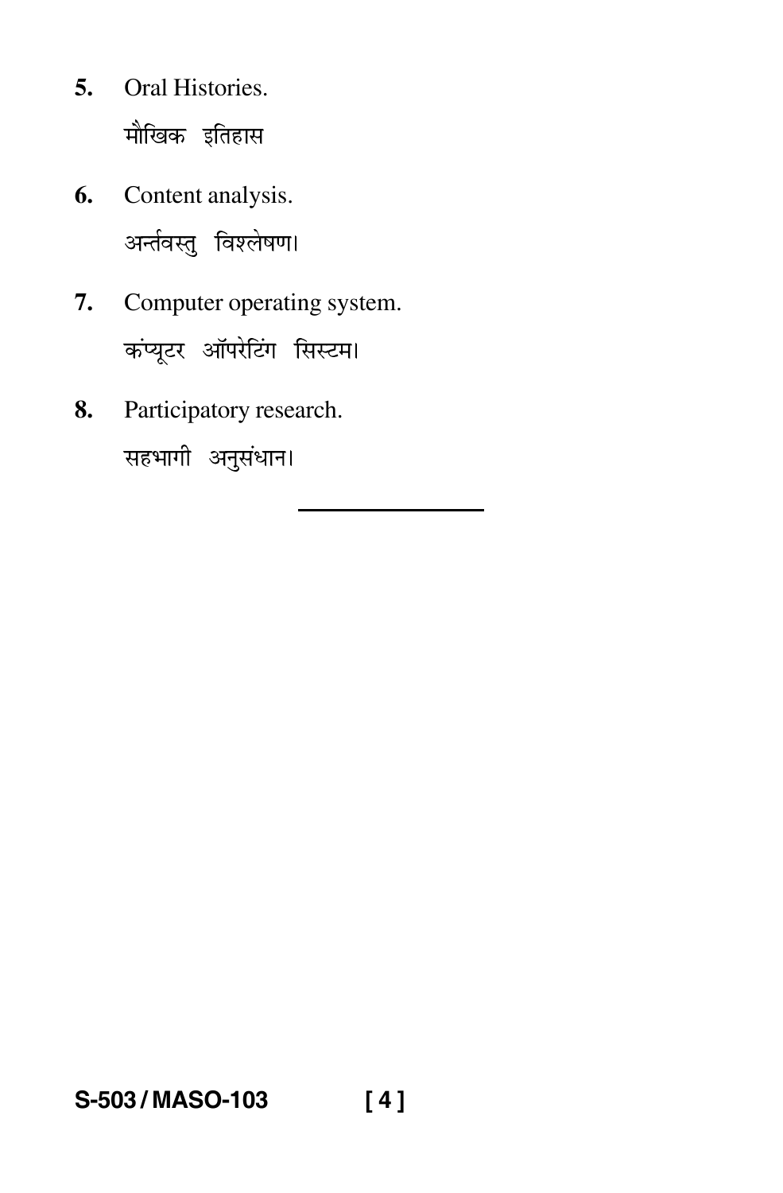5. Oral Histories.

   मौखिक इतिहास

6. Content analysis.

   अन्तर्वस्तु विश्लेषण।

7. Computer operating system.

   कंप्यूटर ऑपरेटिंग सिस्टम।

8. Participatory research.

   सहभागी अनुसंधान।

---